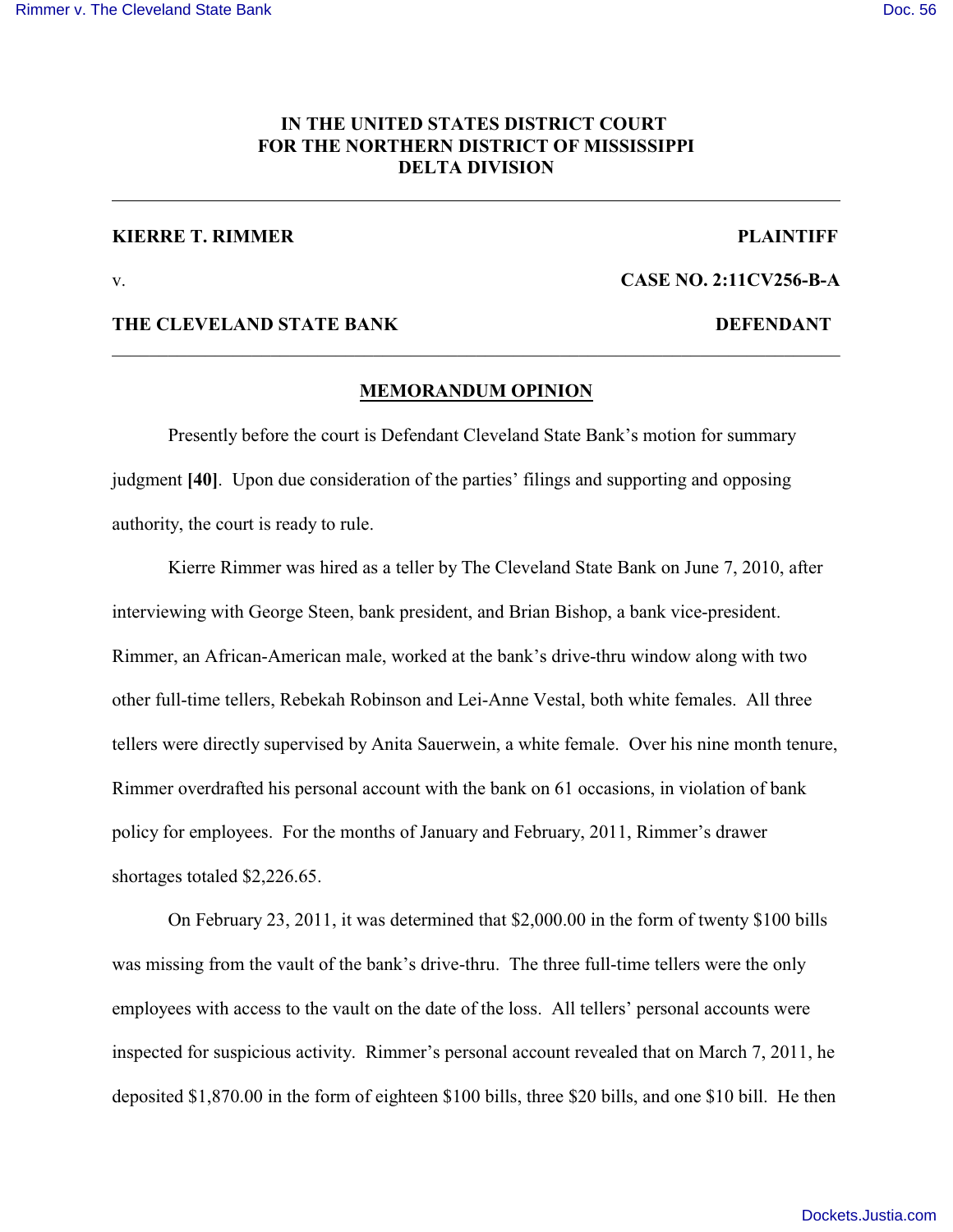**IN THE UNITED STATES DISTRICT COURT**
**FOR THE NORTHERN DISTRICT OF MISSISSIPPI**
**DELTA DIVISION**

---

**KIERRE T. RIMMER** **PLAINTIFF**

v. **CASE NO. 2:11CV256-B-A**

**THE CLEVELAND STATE BANK** **DEFENDANT**

---

## MEMORANDUM OPINION

Presently before the court is Defendant Cleveland State Bank's motion for summary judgment **[40]**. Upon due consideration of the parties' filings and supporting and opposing authority, the court is ready to rule.

Kierre Rimmer was hired as a teller by The Cleveland State Bank on June 7, 2010, after interviewing with George Steen, bank president, and Brian Bishop, a bank vice-president. Rimmer, an African-American male, worked at the bank's drive-thru window along with two other full-time tellers, Rebekah Robinson and Lei-Anne Vestal, both white females. All three tellers were directly supervised by Anita Sauerwein, a white female. Over his nine month tenure, Rimmer overdrafted his personal account with the bank on 61 occasions, in violation of bank policy for employees. For the months of January and February, 2011, Rimmer's drawer shortages totaled $2,226.65.

On February 23, 2011, it was determined that $2,000.00 in the form of twenty $100 bills was missing from the vault of the bank's drive-thru. The three full-time tellers were the only employees with access to the vault on the date of the loss. All tellers' personal accounts were inspected for suspicious activity. Rimmer's personal account revealed that on March 7, 2011, he deposited $1,870.00 in the form of eighteen $100 bills, three $20 bills, and one $10 bill. He then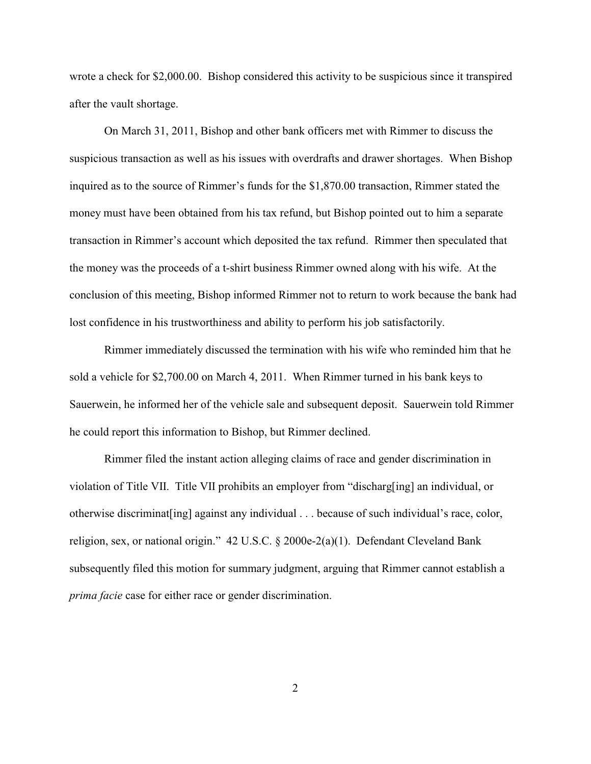wrote a check for $2,000.00. Bishop considered this activity to be suspicious since it transpired after the vault shortage.

On March 31, 2011, Bishop and other bank officers met with Rimmer to discuss the suspicious transaction as well as his issues with overdrafts and drawer shortages. When Bishop inquired as to the source of Rimmer's funds for the $1,870.00 transaction, Rimmer stated the money must have been obtained from his tax refund, but Bishop pointed out to him a separate transaction in Rimmer's account which deposited the tax refund. Rimmer then speculated that the money was the proceeds of a t-shirt business Rimmer owned along with his wife. At the conclusion of this meeting, Bishop informed Rimmer not to return to work because the bank had lost confidence in his trustworthiness and ability to perform his job satisfactorily.

Rimmer immediately discussed the termination with his wife who reminded him that he sold a vehicle for $2,700.00 on March 4, 2011. When Rimmer turned in his bank keys to Sauerwein, he informed her of the vehicle sale and subsequent deposit. Sauerwein told Rimmer he could report this information to Bishop, but Rimmer declined.

Rimmer filed the instant action alleging claims of race and gender discrimination in violation of Title VII. Title VII prohibits an employer from "discharg[ing] an individual, or otherwise discriminat[ing] against any individual . . . because of such individual's race, color, religion, sex, or national origin." 42 U.S.C. § 2000e-2(a)(1). Defendant Cleveland Bank subsequently filed this motion for summary judgment, arguing that Rimmer cannot establish a *prima facie* case for either race or gender discrimination.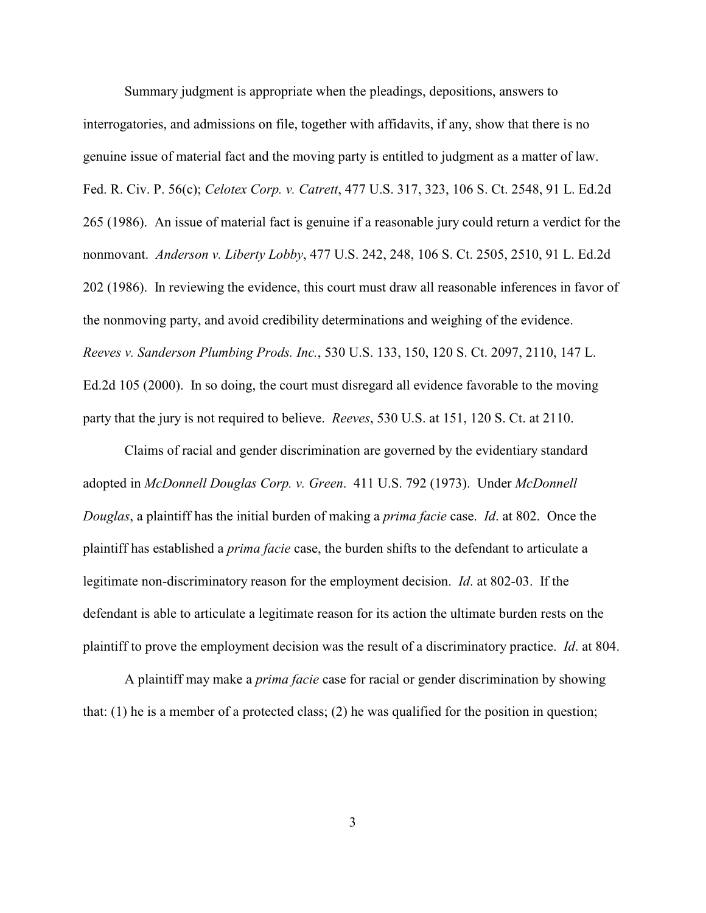Summary judgment is appropriate when the pleadings, depositions, answers to interrogatories, and admissions on file, together with affidavits, if any, show that there is no genuine issue of material fact and the moving party is entitled to judgment as a matter of law. Fed. R. Civ. P. 56(c); *Celotex Corp. v. Catrett*, 477 U.S. 317, 323, 106 S. Ct. 2548, 91 L. Ed.2d 265 (1986). An issue of material fact is genuine if a reasonable jury could return a verdict for the nonmovant. *Anderson v. Liberty Lobby*, 477 U.S. 242, 248, 106 S. Ct. 2505, 2510, 91 L. Ed.2d 202 (1986). In reviewing the evidence, this court must draw all reasonable inferences in favor of the nonmoving party, and avoid credibility determinations and weighing of the evidence. *Reeves v. Sanderson Plumbing Prods. Inc.*, 530 U.S. 133, 150, 120 S. Ct. 2097, 2110, 147 L. Ed.2d 105 (2000). In so doing, the court must disregard all evidence favorable to the moving party that the jury is not required to believe. *Reeves*, 530 U.S. at 151, 120 S. Ct. at 2110.

Claims of racial and gender discrimination are governed by the evidentiary standard adopted in *McDonnell Douglas Corp. v. Green*. 411 U.S. 792 (1973). Under *McDonnell Douglas*, a plaintiff has the initial burden of making a *prima facie* case. *Id*. at 802. Once the plaintiff has established a *prima facie* case, the burden shifts to the defendant to articulate a legitimate non-discriminatory reason for the employment decision. *Id*. at 802-03. If the defendant is able to articulate a legitimate reason for its action the ultimate burden rests on the plaintiff to prove the employment decision was the result of a discriminatory practice. *Id*. at 804.

A plaintiff may make a *prima facie* case for racial or gender discrimination by showing that: (1) he is a member of a protected class; (2) he was qualified for the position in question;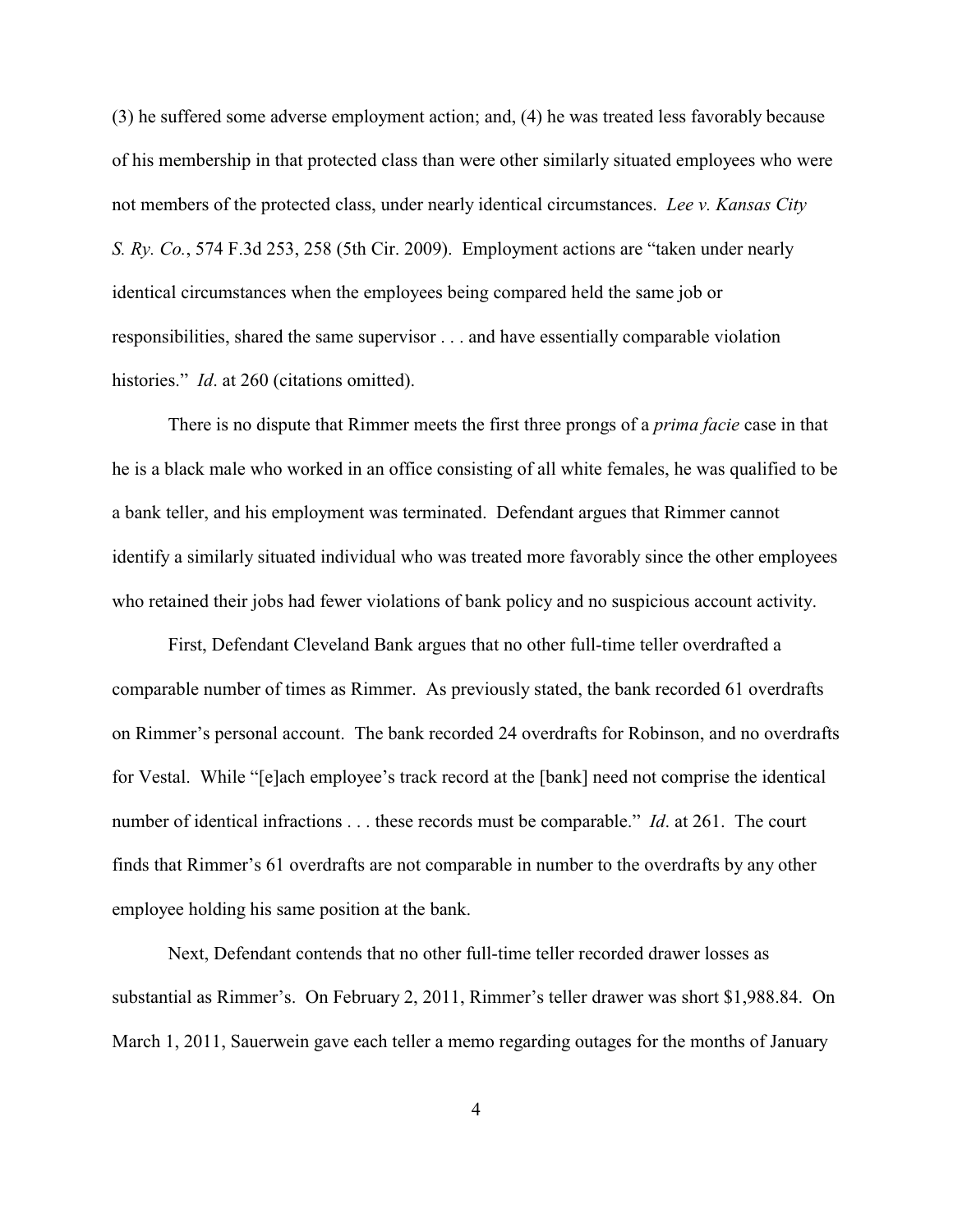(3) he suffered some adverse employment action; and, (4) he was treated less favorably because of his membership in that protected class than were other similarly situated employees who were not members of the protected class, under nearly identical circumstances. *Lee v. Kansas City S. Ry. Co.*, 574 F.3d 253, 258 (5th Cir. 2009). Employment actions are "taken under nearly identical circumstances when the employees being compared held the same job or responsibilities, shared the same supervisor . . . and have essentially comparable violation histories." *Id*. at 260 (citations omitted).

There is no dispute that Rimmer meets the first three prongs of a *prima facie* case in that he is a black male who worked in an office consisting of all white females, he was qualified to be a bank teller, and his employment was terminated. Defendant argues that Rimmer cannot identify a similarly situated individual who was treated more favorably since the other employees who retained their jobs had fewer violations of bank policy and no suspicious account activity.

First, Defendant Cleveland Bank argues that no other full-time teller overdrafted a comparable number of times as Rimmer. As previously stated, the bank recorded 61 overdrafts on Rimmer's personal account. The bank recorded 24 overdrafts for Robinson, and no overdrafts for Vestal. While "[e]ach employee's track record at the [bank] need not comprise the identical number of identical infractions . . . these records must be comparable." *Id*. at 261. The court finds that Rimmer's 61 overdrafts are not comparable in number to the overdrafts by any other employee holding his same position at the bank.

Next, Defendant contends that no other full-time teller recorded drawer losses as substantial as Rimmer's. On February 2, 2011, Rimmer's teller drawer was short $1,988.84. On March 1, 2011, Sauerwein gave each teller a memo regarding outages for the months of January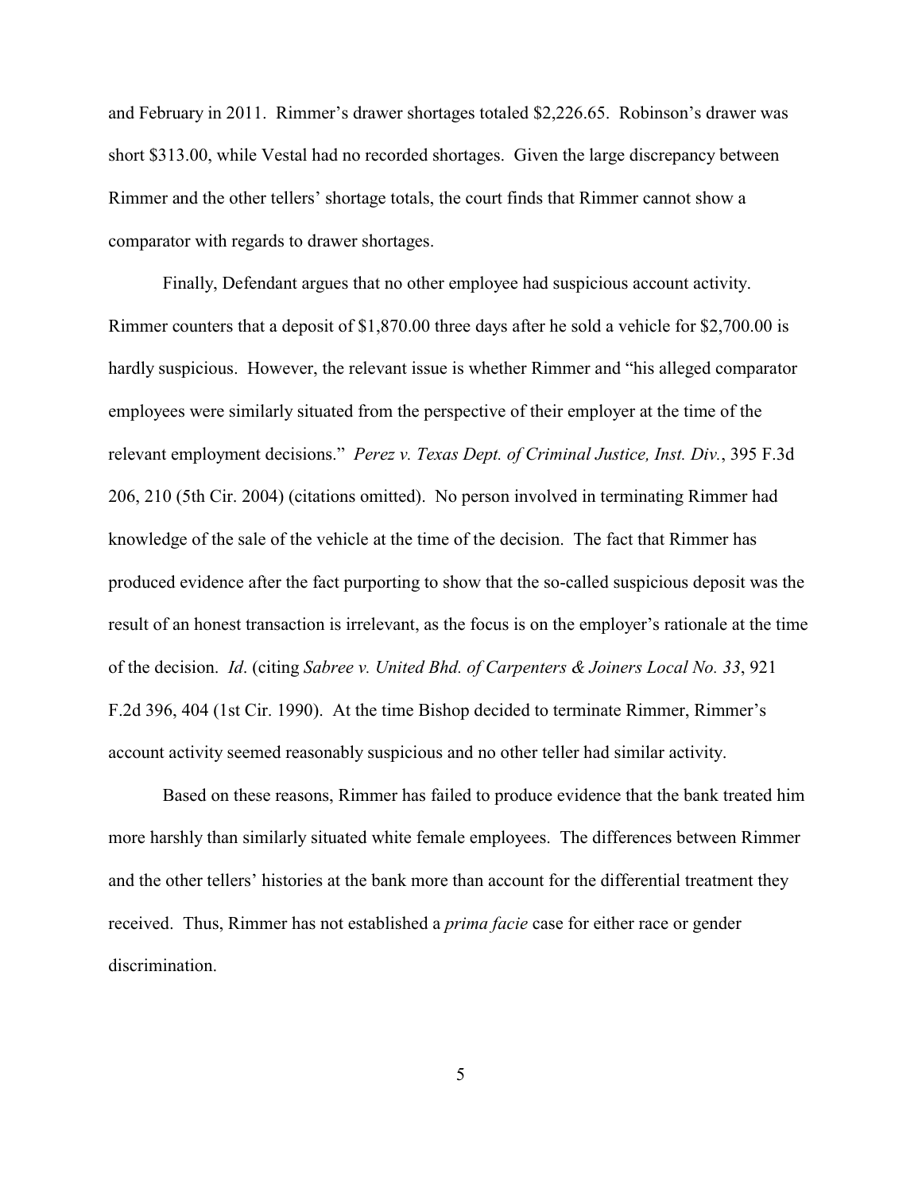and February in 2011. Rimmer's drawer shortages totaled $2,226.65. Robinson's drawer was short $313.00, while Vestal had no recorded shortages. Given the large discrepancy between Rimmer and the other tellers' shortage totals, the court finds that Rimmer cannot show a comparator with regards to drawer shortages.

Finally, Defendant argues that no other employee had suspicious account activity. Rimmer counters that a deposit of $1,870.00 three days after he sold a vehicle for $2,700.00 is hardly suspicious. However, the relevant issue is whether Rimmer and "his alleged comparator employees were similarly situated from the perspective of their employer at the time of the relevant employment decisions." *Perez v. Texas Dept. of Criminal Justice, Inst. Div.*, 395 F.3d 206, 210 (5th Cir. 2004) (citations omitted). No person involved in terminating Rimmer had knowledge of the sale of the vehicle at the time of the decision. The fact that Rimmer has produced evidence after the fact purporting to show that the so-called suspicious deposit was the result of an honest transaction is irrelevant, as the focus is on the employer's rationale at the time of the decision. *Id*. (citing *Sabree v. United Bhd. of Carpenters & Joiners Local No. 33*, 921 F.2d 396, 404 (1st Cir. 1990). At the time Bishop decided to terminate Rimmer, Rimmer's account activity seemed reasonably suspicious and no other teller had similar activity.

Based on these reasons, Rimmer has failed to produce evidence that the bank treated him more harshly than similarly situated white female employees. The differences between Rimmer and the other tellers' histories at the bank more than account for the differential treatment they received. Thus, Rimmer has not established a *prima facie* case for either race or gender discrimination.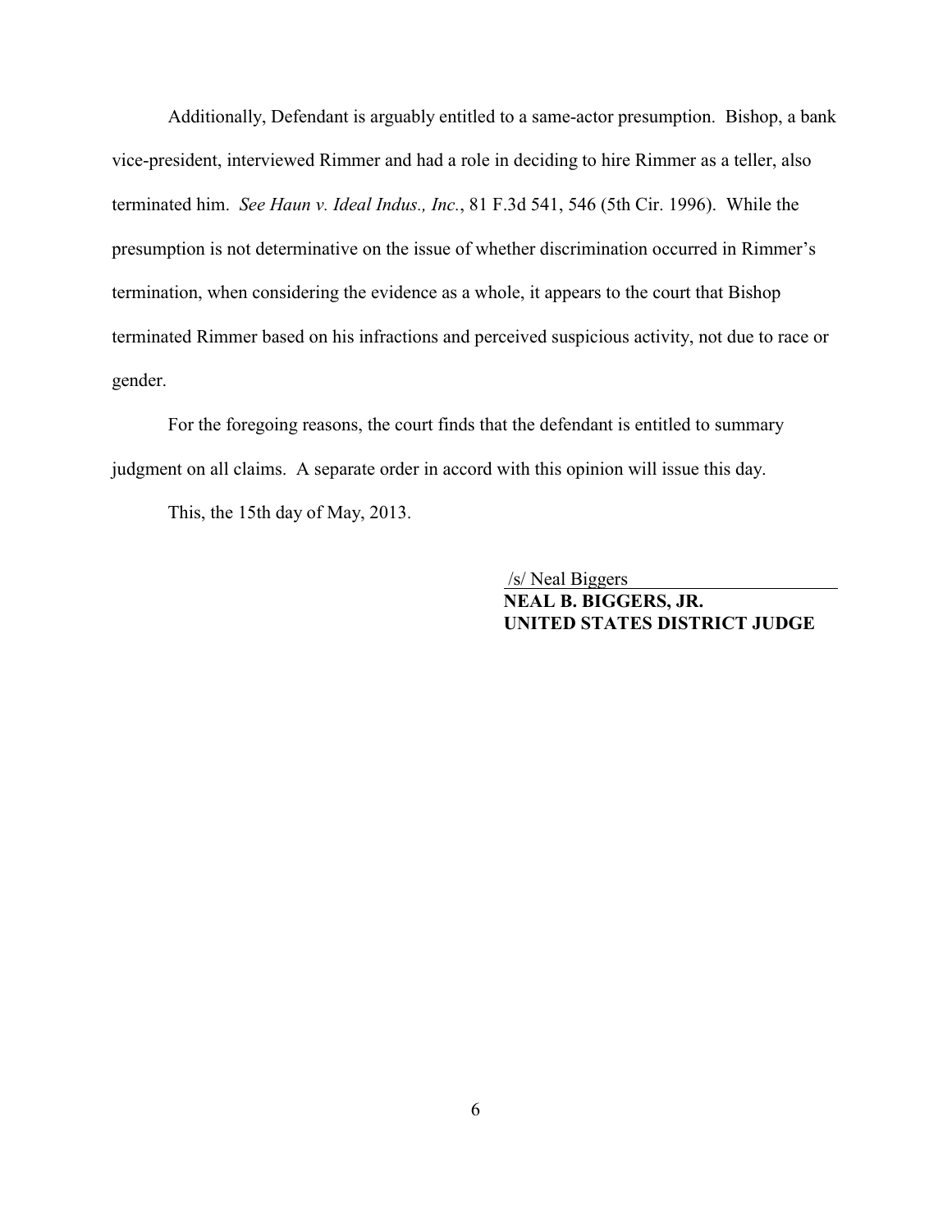Additionally, Defendant is arguably entitled to a same-actor presumption. Bishop, a bank vice-president, interviewed Rimmer and had a role in deciding to hire Rimmer as a teller, also terminated him. *See Haun v. Ideal Indus., Inc.*, 81 F.3d 541, 546 (5th Cir. 1996). While the presumption is not determinative on the issue of whether discrimination occurred in Rimmer's termination, when considering the evidence as a whole, it appears to the court that Bishop terminated Rimmer based on his infractions and perceived suspicious activity, not due to race or gender.

For the foregoing reasons, the court finds that the defendant is entitled to summary judgment on all claims. A separate order in accord with this opinion will issue this day.

This, the 15th day of May, 2013.

/s/ Neal Biggers
**NEAL B. BIGGERS, JR.**
**UNITED STATES DISTRICT JUDGE**